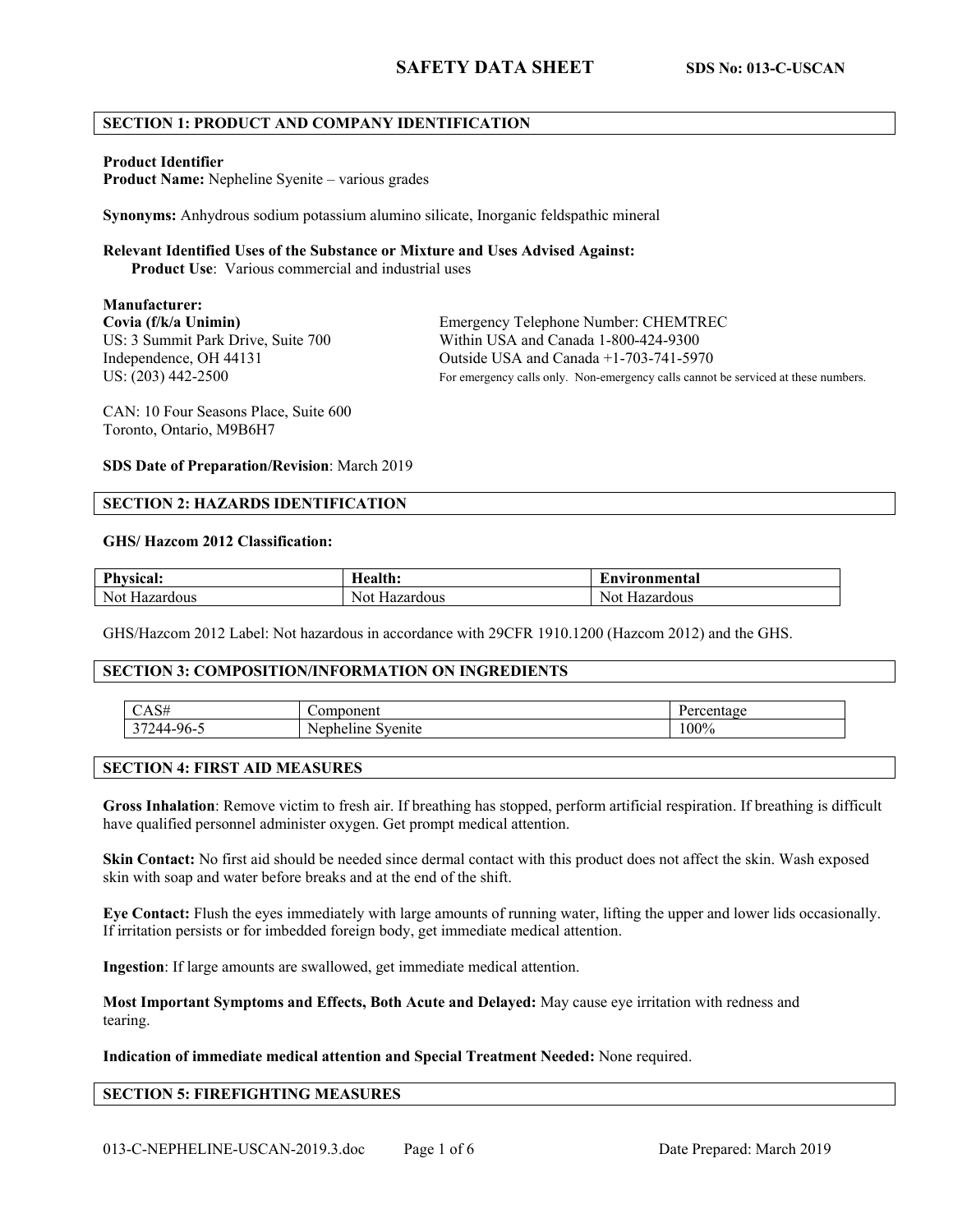# SAFETY DATA SHEET

**SDS No: 013-C-USCAN**

## SECTION 1: PRODUCT AND COMPANY IDENTIFICATION

**Product Identifier**
**Product Name:** Nepheline Syenite – various grades

**Synonyms:** Anhydrous sodium potassium alumino silicate, Inorganic feldspathic mineral

**Relevant Identified Uses of the Substance or Mixture and Uses Advised Against:**
**Product Use**: Various commercial and industrial uses

**Manufacturer:**
**Covia (f/k/a Unimin)**
US: 3 Summit Park Drive, Suite 700
Independence, OH 44131
US: (203) 442-2500

CAN: 10 Four Seasons Place, Suite 600
Toronto, Ontario, M9B6H7

Emergency Telephone Number: CHEMTREC
Within USA and Canada 1-800-424-9300
Outside USA and Canada +1-703-741-5970
For emergency calls only. Non-emergency calls cannot be serviced at these numbers.

**SDS Date of Preparation/Revision**: March 2019

## SECTION 2: HAZARDS IDENTIFICATION

**GHS/ Hazcom 2012 Classification:**

| Physical: | Health: | Environmental |
|---|---|---|
| Not Hazardous | Not Hazardous | Not Hazardous |

GHS/Hazcom 2012 Label: Not hazardous in accordance with 29CFR 1910.1200 (Hazcom 2012) and the GHS.

## SECTION 3: COMPOSITION/INFORMATION ON INGREDIENTS

| CAS# | Component | Percentage |
|---|---|---|
| 37244-96-5 | Nepheline Syenite | 100% |

## SECTION 4: FIRST AID MEASURES

**Gross Inhalation**: Remove victim to fresh air. If breathing has stopped, perform artificial respiration. If breathing is difficult have qualified personnel administer oxygen. Get prompt medical attention.

**Skin Contact:** No first aid should be needed since dermal contact with this product does not affect the skin. Wash exposed skin with soap and water before breaks and at the end of the shift.

**Eye Contact:** Flush the eyes immediately with large amounts of running water, lifting the upper and lower lids occasionally. If irritation persists or for imbedded foreign body, get immediate medical attention.

**Ingestion**: If large amounts are swallowed, get immediate medical attention.

**Most Important Symptoms and Effects, Both Acute and Delayed:** May cause eye irritation with redness and tearing.

**Indication of immediate medical attention and Special Treatment Needed:** None required.

## SECTION 5: FIREFIGHTING MEASURES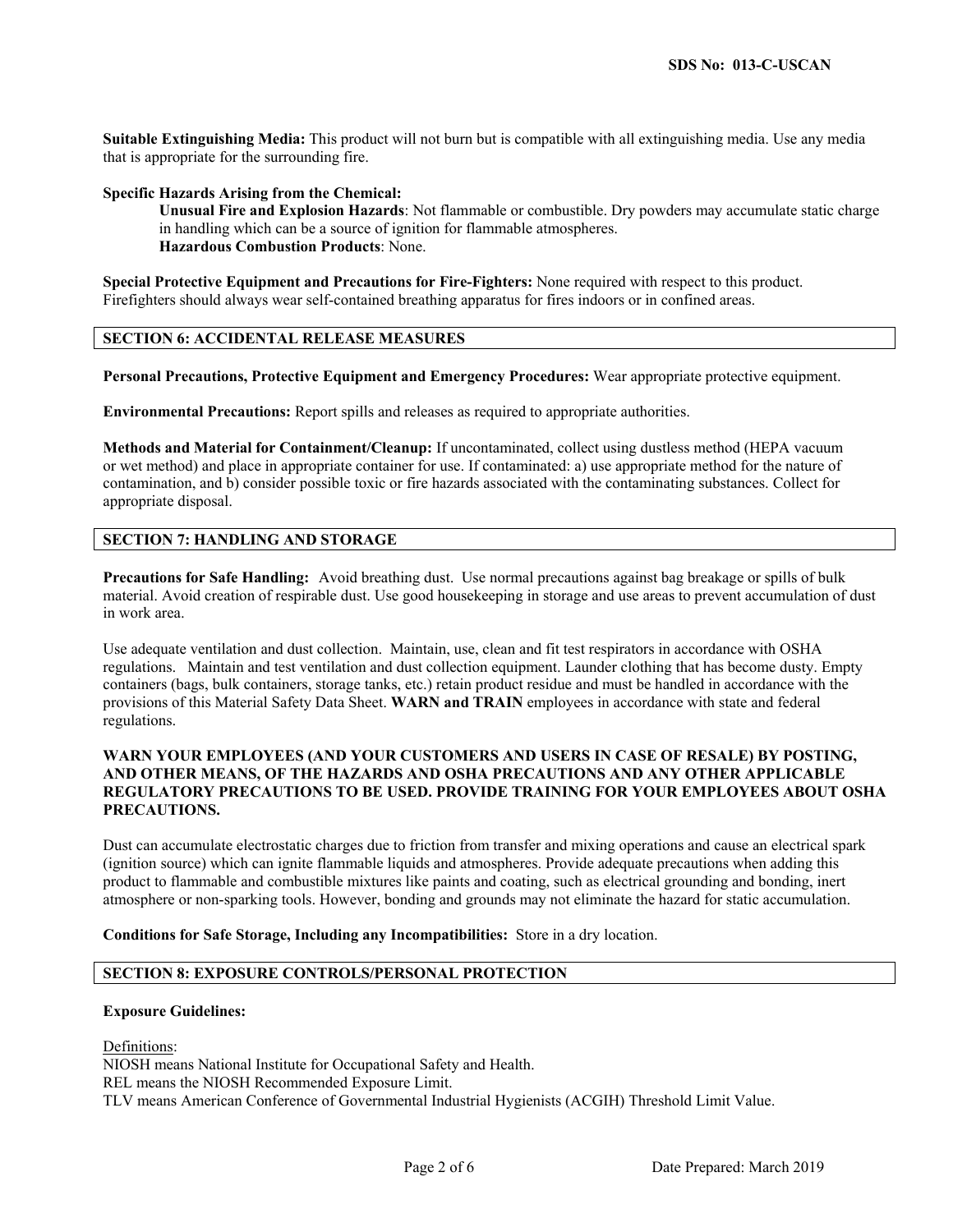**Suitable Extinguishing Media:** This product will not burn but is compatible with all extinguishing media. Use any media that is appropriate for the surrounding fire.

**Specific Hazards Arising from the Chemical:**

**Unusual Fire and Explosion Hazards**: Not flammable or combustible. Dry powders may accumulate static charge in handling which can be a source of ignition for flammable atmospheres.

**Hazardous Combustion Products**: None.

**Special Protective Equipment and Precautions for Fire-Fighters:** None required with respect to this product. Firefighters should always wear self-contained breathing apparatus for fires indoors or in confined areas.

## SECTION 6: ACCIDENTAL RELEASE MEASURES

**Personal Precautions, Protective Equipment and Emergency Procedures:** Wear appropriate protective equipment.

**Environmental Precautions:** Report spills and releases as required to appropriate authorities.

**Methods and Material for Containment/Cleanup:** If uncontaminated, collect using dustless method (HEPA vacuum or wet method) and place in appropriate container for use. If contaminated: a) use appropriate method for the nature of contamination, and b) consider possible toxic or fire hazards associated with the contaminating substances. Collect for appropriate disposal.

## SECTION 7: HANDLING AND STORAGE

**Precautions for Safe Handling:** Avoid breathing dust. Use normal precautions against bag breakage or spills of bulk material. Avoid creation of respirable dust. Use good housekeeping in storage and use areas to prevent accumulation of dust in work area.

Use adequate ventilation and dust collection. Maintain, use, clean and fit test respirators in accordance with OSHA regulations. Maintain and test ventilation and dust collection equipment. Launder clothing that has become dusty. Empty containers (bags, bulk containers, storage tanks, etc.) retain product residue and must be handled in accordance with the provisions of this Material Safety Data Sheet. **WARN and TRAIN** employees in accordance with state and federal regulations.

**WARN YOUR EMPLOYEES (AND YOUR CUSTOMERS AND USERS IN CASE OF RESALE) BY POSTING, AND OTHER MEANS, OF THE HAZARDS AND OSHA PRECAUTIONS AND ANY OTHER APPLICABLE REGULATORY PRECAUTIONS TO BE USED. PROVIDE TRAINING FOR YOUR EMPLOYEES ABOUT OSHA PRECAUTIONS.**

Dust can accumulate electrostatic charges due to friction from transfer and mixing operations and cause an electrical spark (ignition source) which can ignite flammable liquids and atmospheres. Provide adequate precautions when adding this product to flammable and combustible mixtures like paints and coating, such as electrical grounding and bonding, inert atmosphere or non-sparking tools. However, bonding and grounds may not eliminate the hazard for static accumulation.

**Conditions for Safe Storage, Including any Incompatibilities:** Store in a dry location.

## SECTION 8: EXPOSURE CONTROLS/PERSONAL PROTECTION

**Exposure Guidelines:**

Definitions:

NIOSH means National Institute for Occupational Safety and Health.
REL means the NIOSH Recommended Exposure Limit.
TLV means American Conference of Governmental Industrial Hygienists (ACGIH) Threshold Limit Value.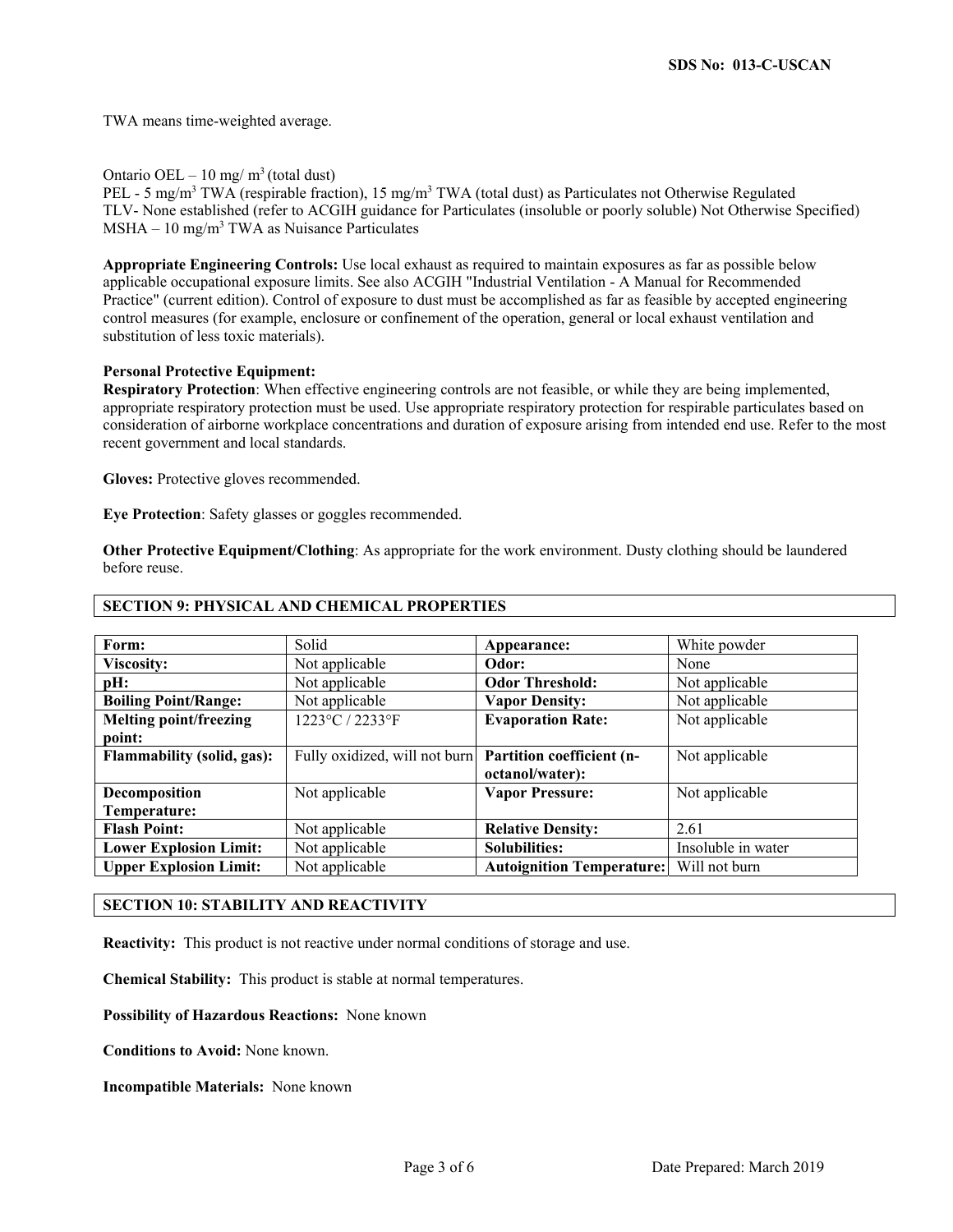TWA means time-weighted average.

Ontario OEL – 10 mg/ $m^3$ (total dust)
PEL - 5 mg/$m^3$ TWA (respirable fraction), 15 mg/$m^3$ TWA (total dust) as Particulates not Otherwise Regulated
TLV- None established (refer to ACGIH guidance for Particulates (insoluble or poorly soluble) Not Otherwise Specified)
MSHA – 10 mg/$m^3$ TWA as Nuisance Particulates

**Appropriate Engineering Controls:** Use local exhaust as required to maintain exposures as far as possible below applicable occupational exposure limits. See also ACGIH "Industrial Ventilation - A Manual for Recommended Practice" (current edition). Control of exposure to dust must be accomplished as far as feasible by accepted engineering control measures (for example, enclosure or confinement of the operation, general or local exhaust ventilation and substitution of less toxic materials).

**Personal Protective Equipment:**
**Respiratory Protection**: When effective engineering controls are not feasible, or while they are being implemented, appropriate respiratory protection must be used. Use appropriate respiratory protection for respirable particulates based on consideration of airborne workplace concentrations and duration of exposure arising from intended end use. Refer to the most recent government and local standards.

**Gloves:** Protective gloves recommended.

**Eye Protection**: Safety glasses or goggles recommended.

**Other Protective Equipment/Clothing**: As appropriate for the work environment. Dusty clothing should be laundered before reuse.

## SECTION 9: PHYSICAL AND CHEMICAL PROPERTIES

| | | | |
|---|---|---|---|
| **Form:** | Solid | **Appearance:** | White powder |
| **Viscosity:** | Not applicable | **Odor:** | None |
| **pH:** | Not applicable | **Odor Threshold:** | Not applicable |
| **Boiling Point/Range:** | Not applicable | **Vapor Density:** | Not applicable |
| **Melting point/freezing point:** | 1223°C / 2233°F | **Evaporation Rate:** | Not applicable |
| **Flammability (solid, gas):** | Fully oxidized, will not burn | **Partition coefficient (n-octanol/water):** | Not applicable |
| **Decomposition Temperature:** | Not applicable | **Vapor Pressure:** | Not applicable |
| **Flash Point:** | Not applicable | **Relative Density:** | 2.61 |
| **Lower Explosion Limit:** | Not applicable | **Solubilities:** | Insoluble in water |
| **Upper Explosion Limit:** | Not applicable | **Autoignition Temperature:** | Will not burn |

## SECTION 10: STABILITY AND REACTIVITY

**Reactivity:** This product is not reactive under normal conditions of storage and use.

**Chemical Stability:** This product is stable at normal temperatures.

**Possibility of Hazardous Reactions:** None known

**Conditions to Avoid:** None known.

**Incompatible Materials:** None known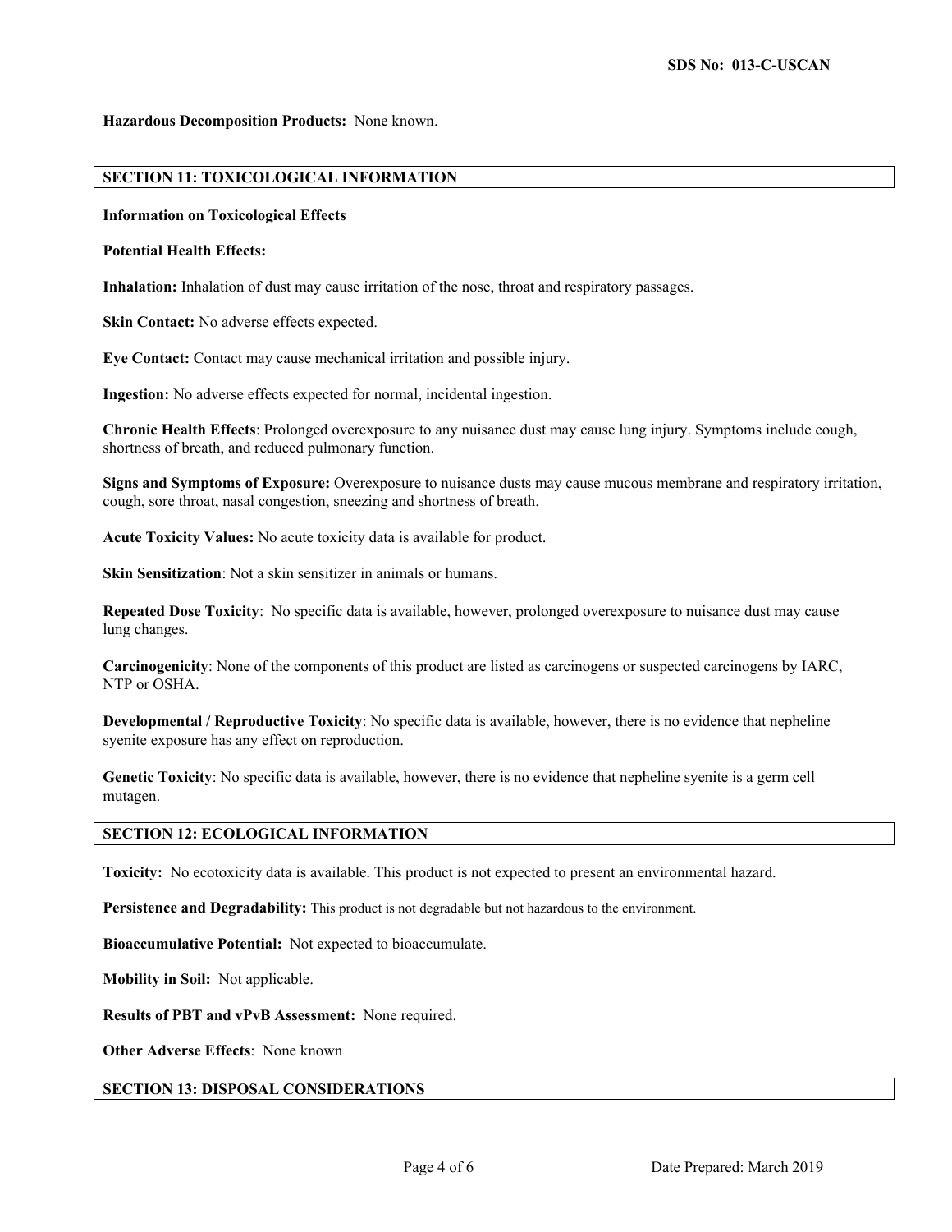**Hazardous Decomposition Products:** None known.

## SECTION 11: TOXICOLOGICAL INFORMATION

**Information on Toxicological Effects**

**Potential Health Effects:**

**Inhalation:** Inhalation of dust may cause irritation of the nose, throat and respiratory passages.

**Skin Contact:** No adverse effects expected.

**Eye Contact:** Contact may cause mechanical irritation and possible injury.

**Ingestion:** No adverse effects expected for normal, incidental ingestion.

**Chronic Health Effects**: Prolonged overexposure to any nuisance dust may cause lung injury. Symptoms include cough, shortness of breath, and reduced pulmonary function.

**Signs and Symptoms of Exposure:** Overexposure to nuisance dusts may cause mucous membrane and respiratory irritation, cough, sore throat, nasal congestion, sneezing and shortness of breath.

**Acute Toxicity Values:** No acute toxicity data is available for product.

**Skin Sensitization**: Not a skin sensitizer in animals or humans.

**Repeated Dose Toxicity**: No specific data is available, however, prolonged overexposure to nuisance dust may cause lung changes.

**Carcinogenicity**: None of the components of this product are listed as carcinogens or suspected carcinogens by IARC, NTP or OSHA.

**Developmental / Reproductive Toxicity**: No specific data is available, however, there is no evidence that nepheline syenite exposure has any effect on reproduction.

**Genetic Toxicity**: No specific data is available, however, there is no evidence that nepheline syenite is a germ cell mutagen.

## SECTION 12: ECOLOGICAL INFORMATION

**Toxicity:** No ecotoxicity data is available. This product is not expected to present an environmental hazard.

**Persistence and Degradability:** This product is not degradable but not hazardous to the environment.

**Bioaccumulative Potential:** Not expected to bioaccumulate.

**Mobility in Soil:** Not applicable.

**Results of PBT and vPvB Assessment:** None required.

**Other Adverse Effects**: None known

## SECTION 13: DISPOSAL CONSIDERATIONS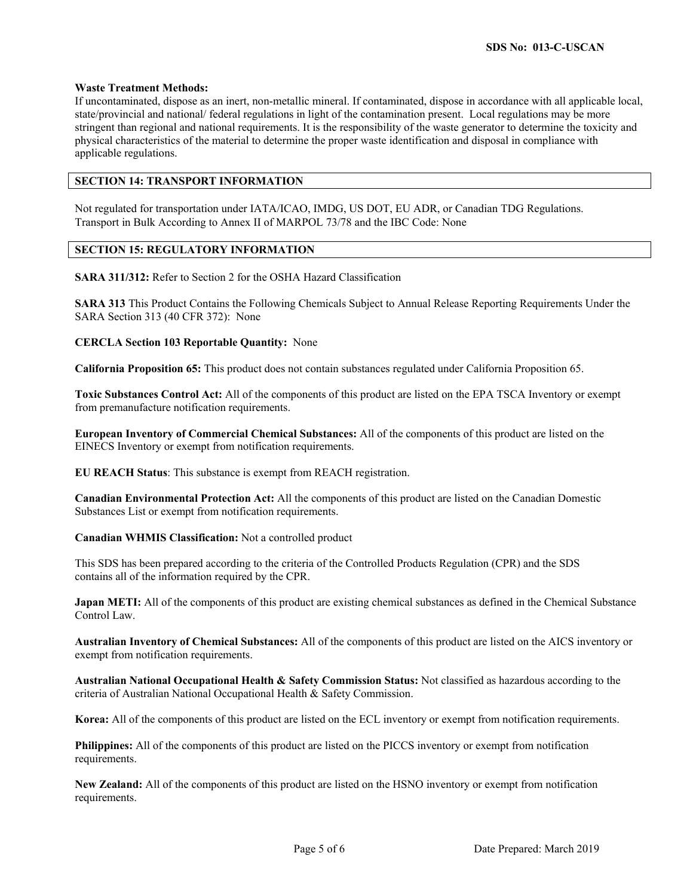**Waste Treatment Methods:**
If uncontaminated, dispose as an inert, non-metallic mineral. If contaminated, dispose in accordance with all applicable local, state/provincial and national/ federal regulations in light of the contamination present. Local regulations may be more stringent than regional and national requirements. It is the responsibility of the waste generator to determine the toxicity and physical characteristics of the material to determine the proper waste identification and disposal in compliance with applicable regulations.

## SECTION 14: TRANSPORT INFORMATION

Not regulated for transportation under IATA/ICAO, IMDG, US DOT, EU ADR, or Canadian TDG Regulations.
Transport in Bulk According to Annex II of MARPOL 73/78 and the IBC Code: None

## SECTION 15: REGULATORY INFORMATION

**SARA 311/312:** Refer to Section 2 for the OSHA Hazard Classification

**SARA 313** This Product Contains the Following Chemicals Subject to Annual Release Reporting Requirements Under the SARA Section 313 (40 CFR 372): None

**CERCLA Section 103 Reportable Quantity:** None

**California Proposition 65:** This product does not contain substances regulated under California Proposition 65.

**Toxic Substances Control Act:** All of the components of this product are listed on the EPA TSCA Inventory or exempt from premanufacture notification requirements.

**European Inventory of Commercial Chemical Substances:** All of the components of this product are listed on the EINECS Inventory or exempt from notification requirements.

**EU REACH Status**: This substance is exempt from REACH registration.

**Canadian Environmental Protection Act:** All the components of this product are listed on the Canadian Domestic Substances List or exempt from notification requirements.

**Canadian WHMIS Classification:** Not a controlled product

This SDS has been prepared according to the criteria of the Controlled Products Regulation (CPR) and the SDS contains all of the information required by the CPR.

**Japan METI:** All of the components of this product are existing chemical substances as defined in the Chemical Substance Control Law.

**Australian Inventory of Chemical Substances:** All of the components of this product are listed on the AICS inventory or exempt from notification requirements.

**Australian National Occupational Health & Safety Commission Status:** Not classified as hazardous according to the criteria of Australian National Occupational Health & Safety Commission.

**Korea:** All of the components of this product are listed on the ECL inventory or exempt from notification requirements.

**Philippines:** All of the components of this product are listed on the PICCS inventory or exempt from notification requirements.

**New Zealand:** All of the components of this product are listed on the HSNO inventory or exempt from notification requirements.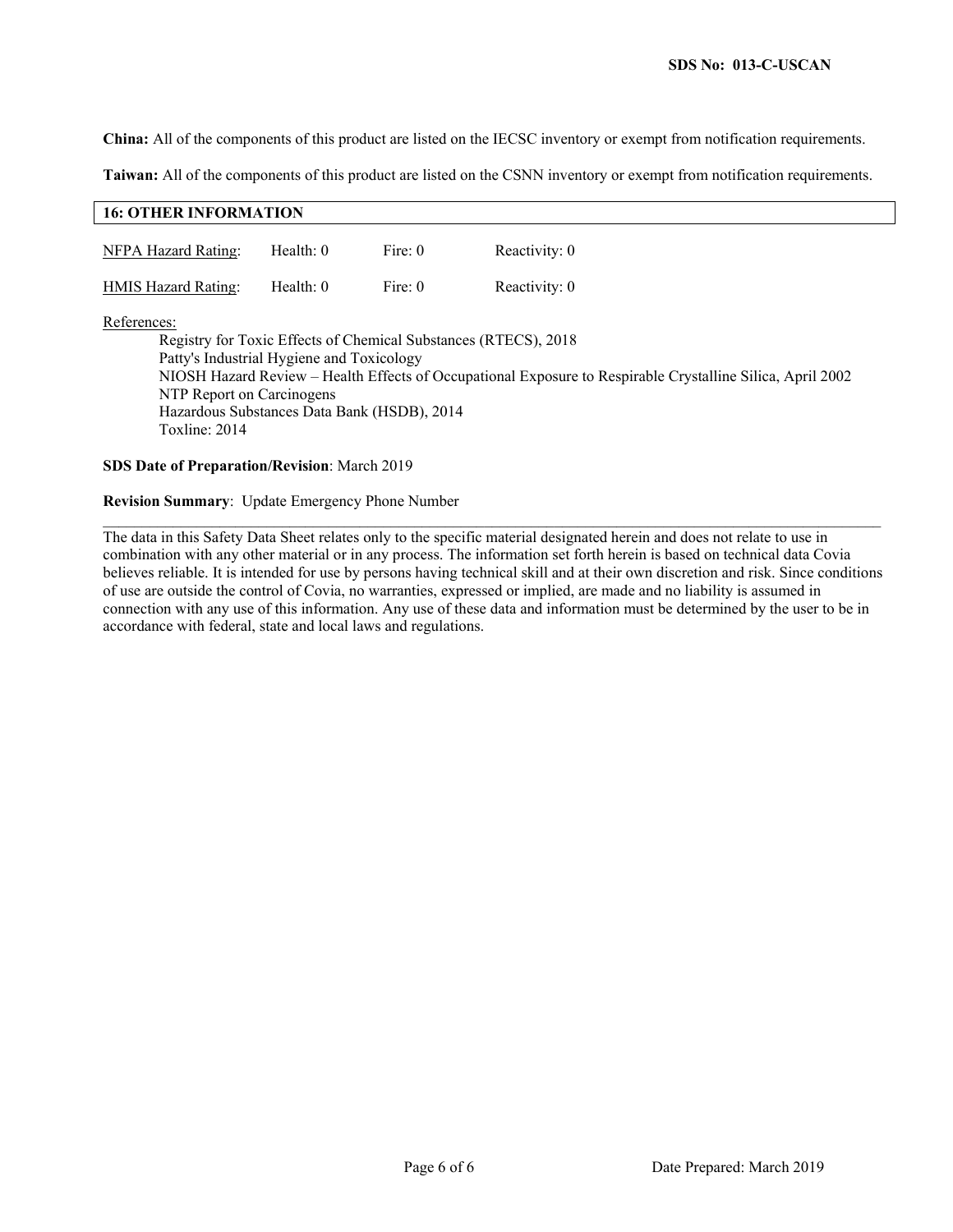**China:** All of the components of this product are listed on the IECSC inventory or exempt from notification requirements.

**Taiwan:** All of the components of this product are listed on the CSNN inventory or exempt from notification requirements.

## 16: OTHER INFORMATION

| | | | |
|---|---|---|---|
| NFPA Hazard Rating: | Health: 0 | Fire: 0 | Reactivity: 0 |
| HMIS Hazard Rating: | Health: 0 | Fire: 0 | Reactivity: 0 |

References:

- Registry for Toxic Effects of Chemical Substances (RTECS), 2018
- Patty's Industrial Hygiene and Toxicology
- NIOSH Hazard Review – Health Effects of Occupational Exposure to Respirable Crystalline Silica, April 2002
- NTP Report on Carcinogens
- Hazardous Substances Data Bank (HSDB), 2014
- Toxline: 2014

**SDS Date of Preparation/Revision**: March 2019

**Revision Summary**: Update Emergency Phone Number

---

The data in this Safety Data Sheet relates only to the specific material designated herein and does not relate to use in combination with any other material or in any process. The information set forth herein is based on technical data Covia believes reliable. It is intended for use by persons having technical skill and at their own discretion and risk. Since conditions of use are outside the control of Covia, no warranties, expressed or implied, are made and no liability is assumed in connection with any use of this information. Any use of these data and information must be determined by the user to be in accordance with federal, state and local laws and regulations.